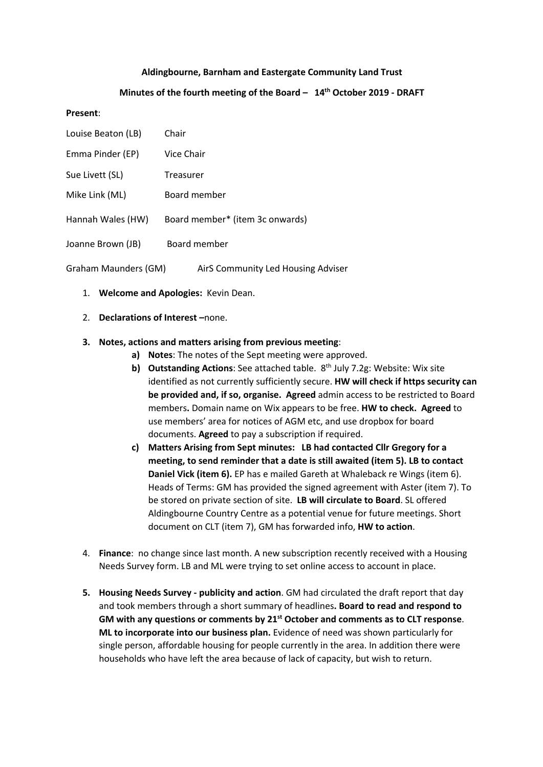**Aldingbourne, Barnham and Eastergate Community Land Trust**

**Minutes of the fourth meeting of the Board – 14th October 2019 - DRAFT**

**Present**:

| | |
|---|---|
| Louise Beaton (LB) | Chair |
| Emma Pinder (EP) | Vice Chair |
| Sue Livett (SL) | Treasurer |
| Mike Link (ML) | Board member |
| Hannah Wales (HW) | Board member* (item 3c onwards) |
| Joanne Brown (JB) | Board member |
| Graham Maunders (GM) | AirS Community Led Housing Adviser |

1. **Welcome and Apologies:** Kevin Dean.

2. **Declarations of Interest –**none.

3. **Notes, actions and matters arising from previous meeting**:
   a) **Notes**: The notes of the Sept meeting were approved.
   b) **Outstanding Actions**: See attached table. 8th July 7.2g: Website: Wix site identified as not currently sufficiently secure. **HW will check if https security can be provided and, if so, organise. Agreed** admin access to be restricted to Board members**.** Domain name on Wix appears to be free. **HW to check. Agreed** to use members' area for notices of AGM etc, and use dropbox for board documents. **Agreed** to pay a subscription if required.
   c) **Matters Arising from Sept minutes: LB had contacted Cllr Gregory for a meeting, to send reminder that a date is still awaited (item 5). LB to contact Daniel Vick (item 6).** EP has e mailed Gareth at Whaleback re Wings (item 6). Heads of Terms: GM has provided the signed agreement with Aster (item 7). To be stored on private section of site. **LB will circulate to Board**. SL offered Aldingbourne Country Centre as a potential venue for future meetings. Short document on CLT (item 7), GM has forwarded info, **HW to action**.

4. **Finance**: no change since last month. A new subscription recently received with a Housing Needs Survey form. LB and ML were trying to set online access to account in place.

5. **Housing Needs Survey - publicity and action**. GM had circulated the draft report that day and took members through a short summary of headlines**. Board to read and respond to GM with any questions or comments by 21st October and comments as to CLT response**. **ML to incorporate into our business plan.** Evidence of need was shown particularly for single person, affordable housing for people currently in the area. In addition there were households who have left the area because of lack of capacity, but wish to return.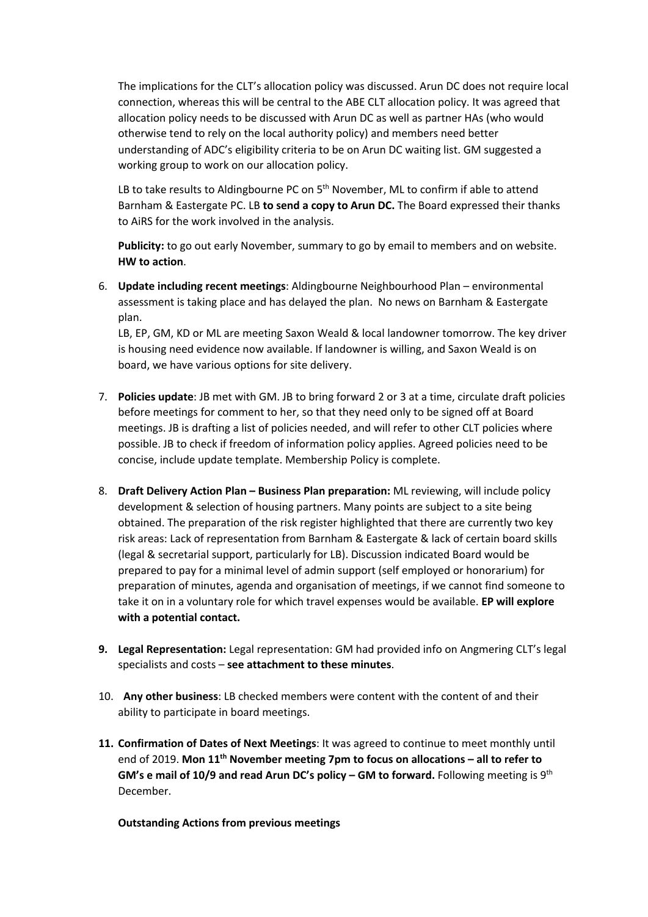The implications for the CLT's allocation policy was discussed. Arun DC does not require local connection, whereas this will be central to the ABE CLT allocation policy. It was agreed that allocation policy needs to be discussed with Arun DC as well as partner HAs (who would otherwise tend to rely on the local authority policy) and members need better understanding of ADC's eligibility criteria to be on Arun DC waiting list. GM suggested a working group to work on our allocation policy.

LB to take results to Aldingbourne PC on 5th November, ML to confirm if able to attend Barnham & Eastergate PC. LB **to send a copy to Arun DC.** The Board expressed their thanks to AiRS for the work involved in the analysis.

**Publicity:** to go out early November, summary to go by email to members and on website. **HW to action**.

6. **Update including recent meetings**: Aldingbourne Neighbourhood Plan – environmental assessment is taking place and has delayed the plan. No news on Barnham & Eastergate plan.

   LB, EP, GM, KD or ML are meeting Saxon Weald & local landowner tomorrow. The key driver is housing need evidence now available. If landowner is willing, and Saxon Weald is on board, we have various options for site delivery.

7. **Policies update**: JB met with GM. JB to bring forward 2 or 3 at a time, circulate draft policies before meetings for comment to her, so that they need only to be signed off at Board meetings. JB is drafting a list of policies needed, and will refer to other CLT policies where possible. JB to check if freedom of information policy applies. Agreed policies need to be concise, include update template. Membership Policy is complete.

8. **Draft Delivery Action Plan – Business Plan preparation:** ML reviewing, will include policy development & selection of housing partners. Many points are subject to a site being obtained. The preparation of the risk register highlighted that there are currently two key risk areas: Lack of representation from Barnham & Eastergate & lack of certain board skills (legal & secretarial support, particularly for LB). Discussion indicated Board would be prepared to pay for a minimal level of admin support (self employed or honorarium) for preparation of minutes, agenda and organisation of meetings, if we cannot find someone to take it on in a voluntary role for which travel expenses would be available. **EP will explore with a potential contact.**

9. **Legal Representation:** Legal representation: GM had provided info on Angmering CLT's legal specialists and costs – **see attachment to these minutes**.

10. **Any other business**: LB checked members were content with the content of and their ability to participate in board meetings.

11. **Confirmation of Dates of Next Meetings**: It was agreed to continue to meet monthly until end of 2019. **Mon 11th November meeting 7pm to focus on allocations – all to refer to GM's e mail of 10/9 and read Arun DC's policy – GM to forward.** Following meeting is 9th December.

**Outstanding Actions from previous meetings**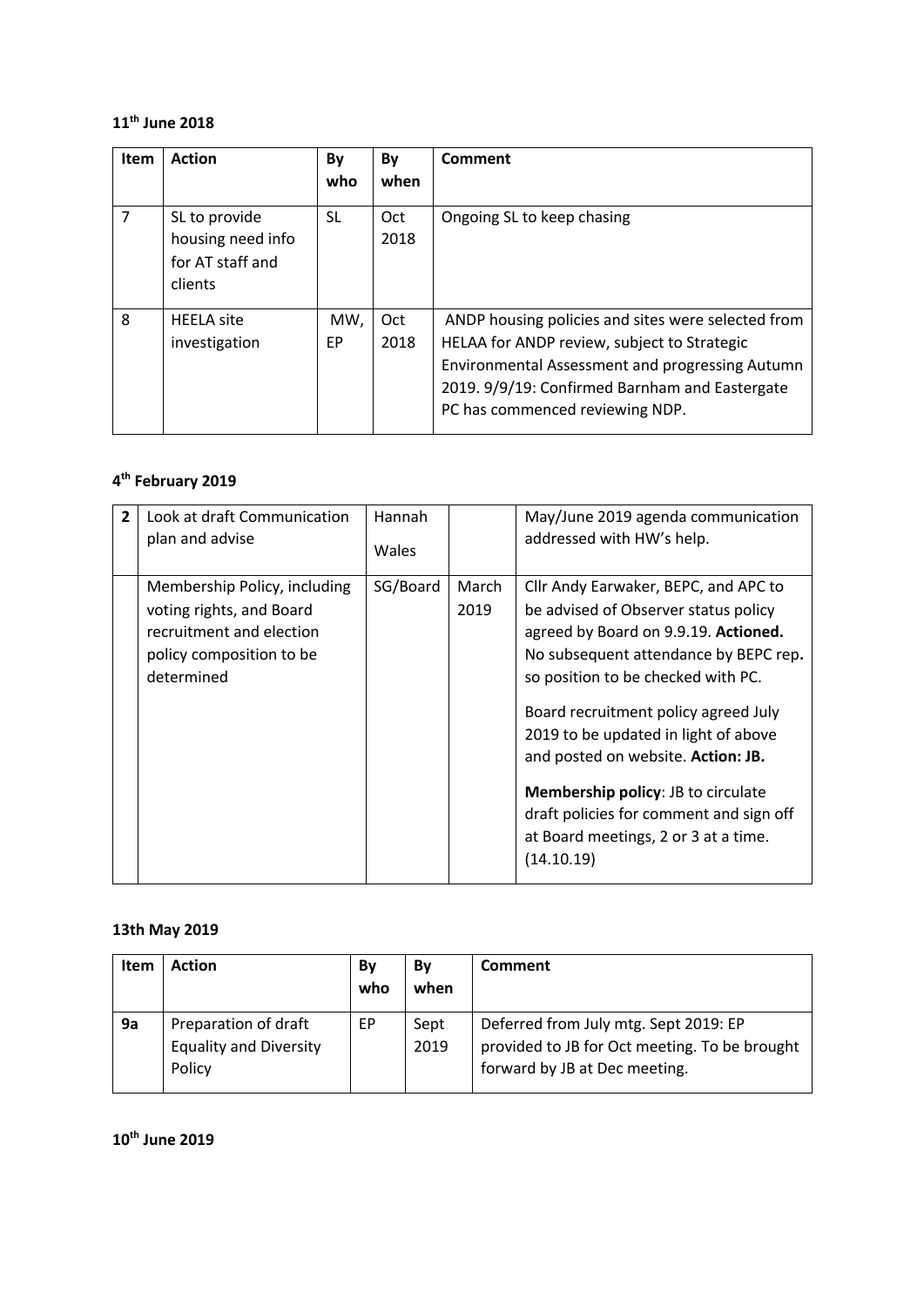**11th June 2018**

| Item | Action | By who | By when | Comment |
|---|---|---|---|---|
| 7 | SL to provide housing need info for AT staff and clients | SL | Oct 2018 | Ongoing SL to keep chasing |
| 8 | HEELA site investigation | MW, EP | Oct 2018 | ANDP housing policies and sites were selected from HELAA for ANDP review, subject to Strategic Environmental Assessment and progressing Autumn 2019. 9/9/19: Confirmed Barnham and Eastergate PC has commenced reviewing NDP. |

**4th February 2019**

| | | | | |
|---|---|---|---|---|
| **2** | Look at draft Communication plan and advise | Hannah Wales | | May/June 2019 agenda communication addressed with HW's help. |
| | Membership Policy, including voting rights, and Board recruitment and election policy composition to be determined | SG/Board | March 2019 | Cllr Andy Earwaker, BEPC, and APC to be advised of Observer status policy agreed by Board on 9.9.19. **Actioned.** No subsequent attendance by BEPC rep**.** so position to be checked with PC.<br><br>Board recruitment policy agreed July 2019 to be updated in light of above and posted on website. **Action: JB.**<br><br>**Membership policy**: JB to circulate draft policies for comment and sign off at Board meetings, 2 or 3 at a time. (14.10.19) |

**13th May 2019**

| Item | Action | By who | By when | Comment |
|---|---|---|---|---|
| **9a** | Preparation of draft Equality and Diversity Policy | EP | Sept 2019 | Deferred from July mtg. Sept 2019: EP provided to JB for Oct meeting. To be brought forward by JB at Dec meeting. |

**10th June 2019**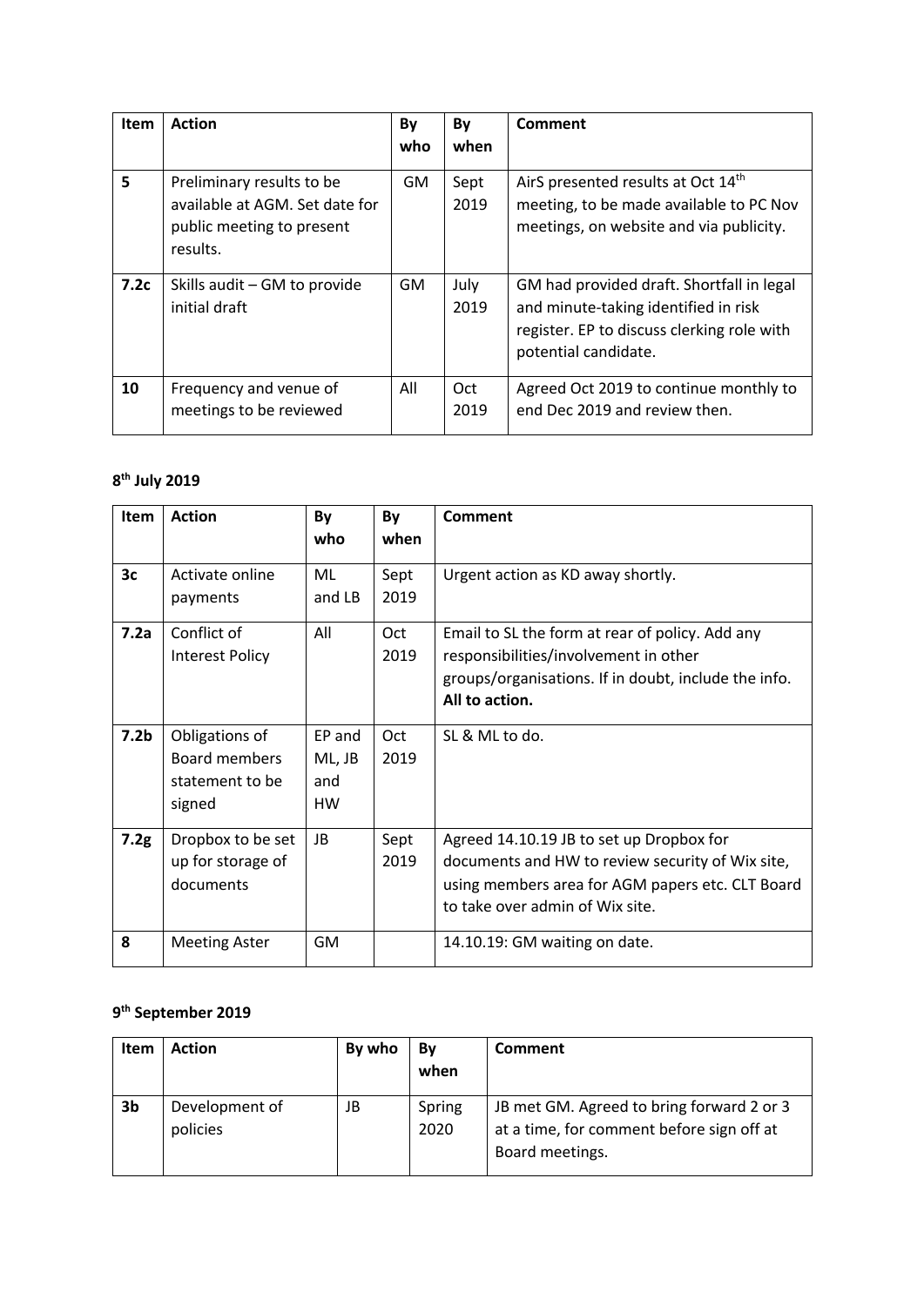| Item | Action | By who | By when | Comment |
|---|---|---|---|---|
| **5** | Preliminary results to be available at AGM. Set date for public meeting to present results. | GM | Sept 2019 | AirS presented results at Oct 14th meeting, to be made available to PC Nov meetings, on website and via publicity. |
| **7.2c** | Skills audit – GM to provide initial draft | GM | July 2019 | GM had provided draft. Shortfall in legal and minute-taking identified in risk register. EP to discuss clerking role with potential candidate. |
| **10** | Frequency and venue of meetings to be reviewed | All | Oct 2019 | Agreed Oct 2019 to continue monthly to end Dec 2019 and review then. |

**8th July 2019**

| Item | Action | By who | By when | Comment |
|---|---|---|---|---|
| **3c** | Activate online payments | ML and LB | Sept 2019 | Urgent action as KD away shortly. |
| **7.2a** | Conflict of Interest Policy | All | Oct 2019 | Email to SL the form at rear of policy. Add any responsibilities/involvement in other groups/organisations. If in doubt, include the info. **All to action.** |
| **7.2b** | Obligations of Board members statement to be signed | EP and ML, JB and HW | Oct 2019 | SL & ML to do. |
| **7.2g** | Dropbox to be set up for storage of documents | JB | Sept 2019 | Agreed 14.10.19 JB to set up Dropbox for documents and HW to review security of Wix site, using members area for AGM papers etc. CLT Board to take over admin of Wix site. |
| **8** | Meeting Aster | GM | | 14.10.19: GM waiting on date. |

**9th September 2019**

| Item | Action | By who | By when | Comment |
|---|---|---|---|---|
| **3b** | Development of policies | JB | Spring 2020 | JB met GM. Agreed to bring forward 2 or 3 at a time, for comment before sign off at Board meetings. |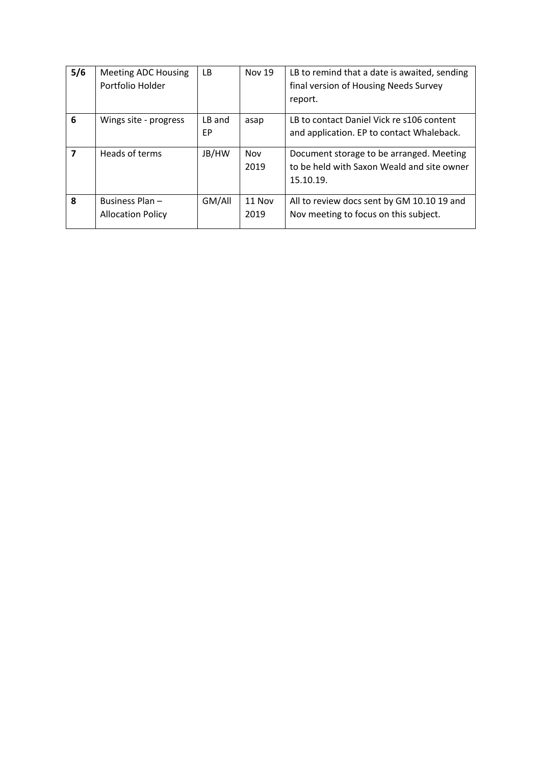| | | | | |
|---|---|---|---|---|
| **5/6** | Meeting ADC Housing Portfolio Holder | LB | Nov 19 | LB to remind that a date is awaited, sending final version of Housing Needs Survey report. |
| **6** | Wings site - progress | LB and EP | asap | LB to contact Daniel Vick re s106 content and application. EP to contact Whaleback. |
| **7** | Heads of terms | JB/HW | Nov 2019 | Document storage to be arranged. Meeting to be held with Saxon Weald and site owner 15.10.19. |
| **8** | Business Plan – Allocation Policy | GM/All | 11 Nov 2019 | All to review docs sent by GM 10.10 19 and Nov meeting to focus on this subject. |